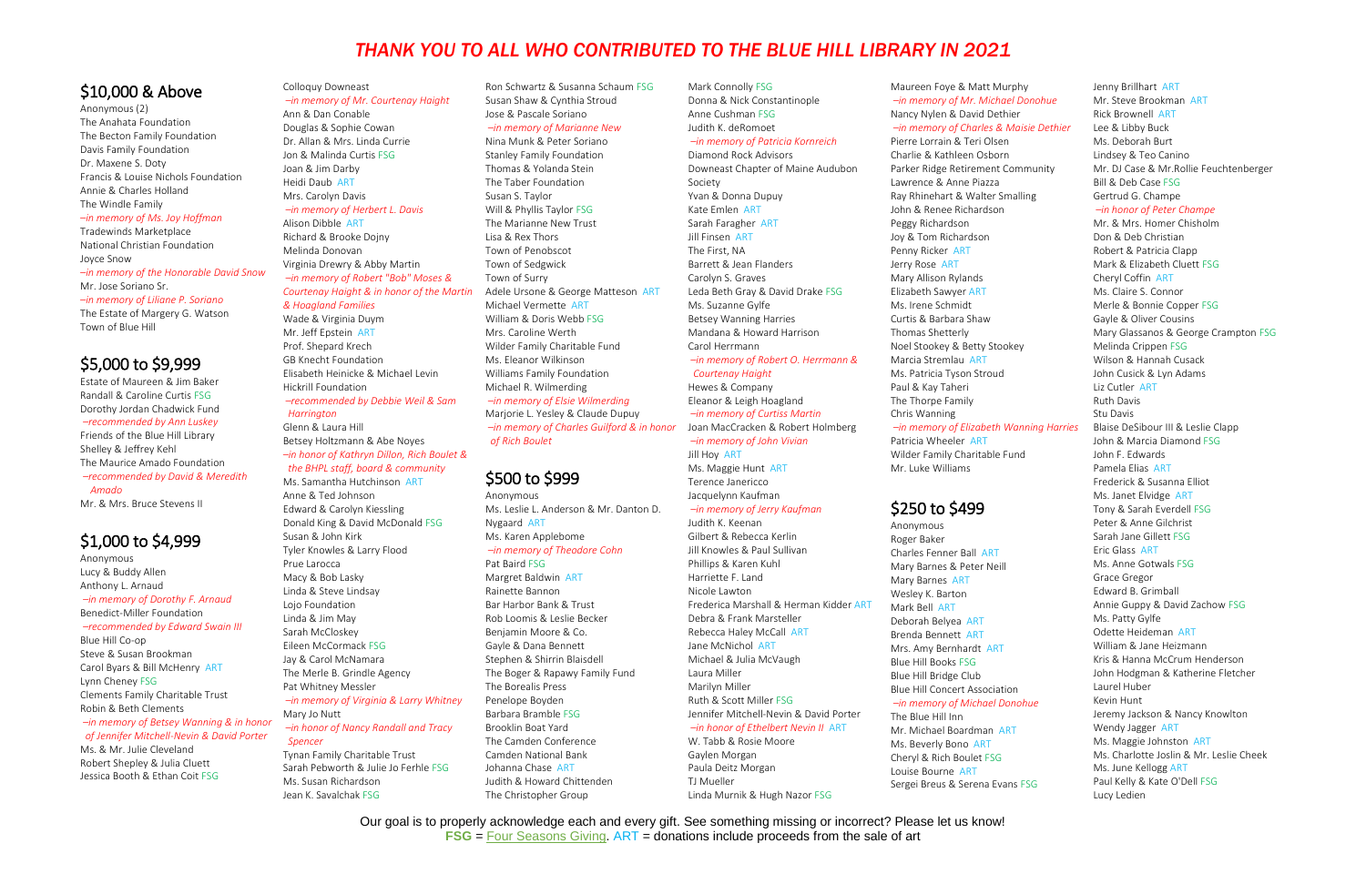# THANK YOU TO ALL WHO CONTRIBUTED TO THE BLUE HILL LIBRARY IN 2021

## $10,000 & Above

Anonymous (2)
The Anahata Foundation
The Becton Family Foundation
Davis Family Foundation
Dr. Maxene S. Doty
Francis & Louise Nichols Foundation
Annie & Charles Holland
The Windle Family
*–in memory of Ms. Joy Hoffman*
Tradewinds Marketplace
National Christian Foundation
Joyce Snow
*–in memory of the Honorable David Snow*
Mr. Jose Soriano Sr.
*–in memory of Liliane P. Soriano*
The Estate of Margery G. Watson
Town of Blue Hill

## $5,000 to $9,999

Estate of Maureen & Jim Baker
Randall & Caroline Curtis FSG
Dorothy Jordan Chadwick Fund
*–recommended by Ann Luskey*
Friends of the Blue Hill Library
Shelley & Jeffrey Kehl
The Maurice Amado Foundation
*–recommended by David & Meredith Amado*
Mr. & Mrs. Bruce Stevens II

## $1,000 to $4,999

Anonymous
Lucy & Buddy Allen
Anthony L. Arnaud
*–in memory of Dorothy F. Arnaud*
Benedict-Miller Foundation
*–recommended by Edward Swain III*
Blue Hill Co-op
Steve & Susan Brookman
Carol Byars & Bill McHenry ART
Lynn Cheney FSG
Clements Family Charitable Trust
Robin & Beth Clements
*–in memory of Betsey Wanning & in honor of Jennifer Mitchell-Nevin & David Porter*
Ms. & Mr. Julie Cleveland
Robert Shepley & Julia Cluett
Jessica Booth & Ethan Coit FSG
Colloquy Downeast
*–in memory of Mr. Courtenay Haight*
Ann & Dan Conable
Douglas & Sophie Cowan
Dr. Allan & Mrs. Linda Currie
Jon & Malinda Curtis FSG
Joan & Jim Darby
Heidi Daub ART
Mrs. Carolyn Davis
*–in memory of Herbert L. Davis*
Alison Dibble ART
Richard & Brooke Dojny
Melinda Donovan
Virginia Drewry & Abby Martin
*–in memory of Robert "Bob" Moses & Courtenay Haight & in honor of the Martin & Hoagland Families*
Wade & Virginia Duym
Mr. Jeff Epstein ART
Prof. Shepard Krech
GB Knecht Foundation
Elisabeth Heinicke & Michael Levin
Hickrill Foundation
*–recommended by Debbie Weil & Sam Harrington*
Glenn & Laura Hill
Betsey Holtzmann & Abe Noyes
*–in honor of Kathryn Dillon, Rich Boulet & the BHPL staff, board & community*
Ms. Samantha Hutchinson ART
Anne & Ted Johnson
Edward & Carolyn Kiessling
Donald King & David McDonald FSG
Susan & John Kirk
Tyler Knowles & Larry Flood
Prue Larocca
Macy & Bob Lasky
Linda & Steve Lindsay
Lojo Foundation
Linda & Jim May
Sarah McCloskey
Eileen McCormack FSG
Jay & Carol McNamara
The Merle B. Grindle Agency
Pat Whitney Messler
*–in memory of Virginia & Larry Whitney*
Mary Jo Nutt
*–in honor of Nancy Randall and Tracy Spencer*
Tynan Family Charitable Trust
Sarah Pebworth & Julie Jo Ferhle FSG
Ms. Susan Richardson
Jean K. Savalchak FSG
Ron Schwartz & Susanna Schaum FSG
Susan Shaw & Cynthia Stroud
Jose & Pascale Soriano
*–in memory of Marianne New*
Nina Munk & Peter Soriano
Stanley Family Foundation
Thomas & Yolanda Stein
The Taber Foundation
Susan S. Taylor
Will & Phyllis Taylor FSG
The Marianne New Trust
Lisa & Rex Thors
Town of Penobscot
Town of Sedgwick
Town of Surry
Adele Ursone & George Matteson ART
Michael Vermette ART
William & Doris Webb FSG
Mrs. Caroline Werth
Wilder Family Charitable Fund
Ms. Eleanor Wilkinson
Williams Family Foundation
Michael R. Wilmerding
*–in memory of Elsie Wilmerding*
Marjorie L. Yesley & Claude Dupuy
*–in memory of Charles Guilford & in honor of Rich Boulet*

## $500 to $999

Anonymous
Ms. Leslie L. Anderson & Mr. Danton D. Nygaard ART
Ms. Karen Applebome
*–in memory of Theodore Cohn*
Pat Baird FSG
Margret Baldwin ART
Rainette Bannon
Bar Harbor Bank & Trust
Rob Loomis & Leslie Becker
Benjamin Moore & Co.
Gayle & Dana Bennett
Stephen & Shirrin Blaisdell
The Boger & Rapawy Family Fund
The Borealis Press
Penelope Boyden
Barbara Bramble FSG
Brooklin Boat Yard
The Camden Conference
Camden National Bank
Johanna Chase ART
Judith & Howard Chittenden
The Christopher Group
Mark Connolly FSG
Donna & Nick Constantinople
Anne Cushman FSG
Judith K. deRomoet
*–in memory of Patricia Kornreich*
Diamond Rock Advisors
Downeast Chapter of Maine Audubon Society
Yvan & Donna Dupuy
Kate Emlen ART
Sarah Faragher ART
Jill Finsen ART
The First, NA
Barrett & Jean Flanders
Carolyn S. Graves
Leda Beth Gray & David Drake FSG
Ms. Suzanne Gylfe
Betsey Wanning Harries
Mandana & Howard Harrison
Carol Herrmann
*–in memory of Robert O. Herrmann & Courtenay Haight*
Hewes & Company
Eleanor & Leigh Hoagland
*–in memory of Curtiss Martin*
Joan MacCracken & Robert Holmberg
*–in memory of John Vivian*
Jill Hoy ART
Ms. Maggie Hunt ART
Terence Janericco
Jacquelynn Kaufman
*–in memory of Jerry Kaufman*
Judith K. Keenan
Gilbert & Rebecca Kerlin
Jill Knowles & Paul Sullivan
Phillips & Karen Kuhl
Harriette F. Land
Nicole Lawton
Frederica Marshall & Herman Kidder ART
Debra & Frank Marsteller
Rebecca Haley McCall ART
Jane McNichol ART
Michael & Julia McVaugh
Laura Miller
Marilyn Miller
Ruth & Scott Miller FSG
Jennifer Mitchell-Nevin & David Porter
*–in honor of Ethelbert Nevin II* ART
W. Tabb & Rosie Moore
Gaylen Morgan
Paula Deitz Morgan
TJ Mueller
Linda Murnik & Hugh Nazor FSG
Maureen Foye & Matt Murphy
*–in memory of Mr. Michael Donohue*
Nancy Nylen & David Dethier
*–in memory of Charles & Maisie Dethier*
Pierre Lorrain & Teri Olsen
Charlie & Kathleen Osborn
Parker Ridge Retirement Community
Lawrence & Anne Piazza
Ray Rhinehart & Walter Smalling
John & Renee Richardson
Peggy Richardson
Joy & Tom Richardson
Penny Ricker ART
Jerry Rose ART
Mary Allison Rylands
Elizabeth Sawyer ART
Ms. Irene Schmidt
Curtis & Barbara Shaw
Thomas Shetterly
Noel Stookey & Betty Stookey
Marcia Stremlau ART
Ms. Patricia Tyson Stroud
Paul & Kay Taheri
The Thorpe Family
Chris Wanning
*–in memory of Elizabeth Wanning Harries*
Patricia Wheeler ART
Wilder Family Charitable Fund
Mr. Luke Williams

## $250 to $499

Anonymous
Roger Baker
Charles Fenner Ball ART
Mary Barnes & Peter Neill
Mary Barnes ART
Wesley K. Barton
Mark Bell ART
Deborah Belyea ART
Brenda Bennett ART
Mrs. Amy Bernhardt ART
Blue Hill Books FSG
Blue Hill Bridge Club
Blue Hill Concert Association
*–in memory of Michael Donohue*
The Blue Hill Inn
Mr. Michael Boardman ART
Ms. Beverly Bono ART
Cheryl & Rich Boulet FSG
Louise Bourne ART
Sergei Breus & Serena Evans FSG
Jenny Brillhart ART
Mr. Steve Brookman ART
Rick Brownell ART
Lee & Libby Buck
Ms. Deborah Burt
Lindsey & Teo Canino
Mr. DJ Case & Mr.Rollie Feuchtenberger
Bill & Deb Case FSG
Gertrud G. Champe
*–in honor of Peter Champe*
Mr. & Mrs. Homer Chisholm
Don & Deb Christian
Robert & Patricia Clapp
Mark & Elizabeth Cluett FSG
Cheryl Coffin ART
Ms. Claire S. Connor
Merle & Bonnie Copper FSG
Gayle & Oliver Cousins
Mary Glassanos & George Crampton FSG
Melinda Crippen FSG
Wilson & Hannah Cusack
John Cusick & Lyn Adams
Liz Cutler ART
Ruth Davis
Stu Davis
Blaise DeSibour III & Leslie Clapp
John & Marcia Diamond FSG
John F. Edwards
Pamela Elias ART
Frederick & Susanna Elliot
Ms. Janet Elvidge ART
Tony & Sarah Everdell FSG
Peter & Anne Gilchrist
Sarah Jane Gillett FSG
Eric Glass ART
Ms. Anne Gotwals FSG
Grace Gregor
Edward B. Grimball
Annie Guppy & David Zachow FSG
Ms. Patty Gylfe
Odette Heideman ART
William & Jane Heizmann
Kris & Hanna McCrum Henderson
John Hodgman & Katherine Fletcher
Laurel Huber
Kevin Hunt
Jeremy Jackson & Nancy Knowlton
Wendy Jagger ART
Ms. Maggie Johnston ART
Ms. Charlotte Joslin & Mr. Leslie Cheek
Ms. June Kellogg ART
Paul Kelly & Kate O'Dell FSG
Lucy Ledien

Our goal is to properly acknowledge each and every gift. See something missing or incorrect? Please let us know!
**FSG** = Four Seasons Giving. ART = donations include proceeds from the sale of art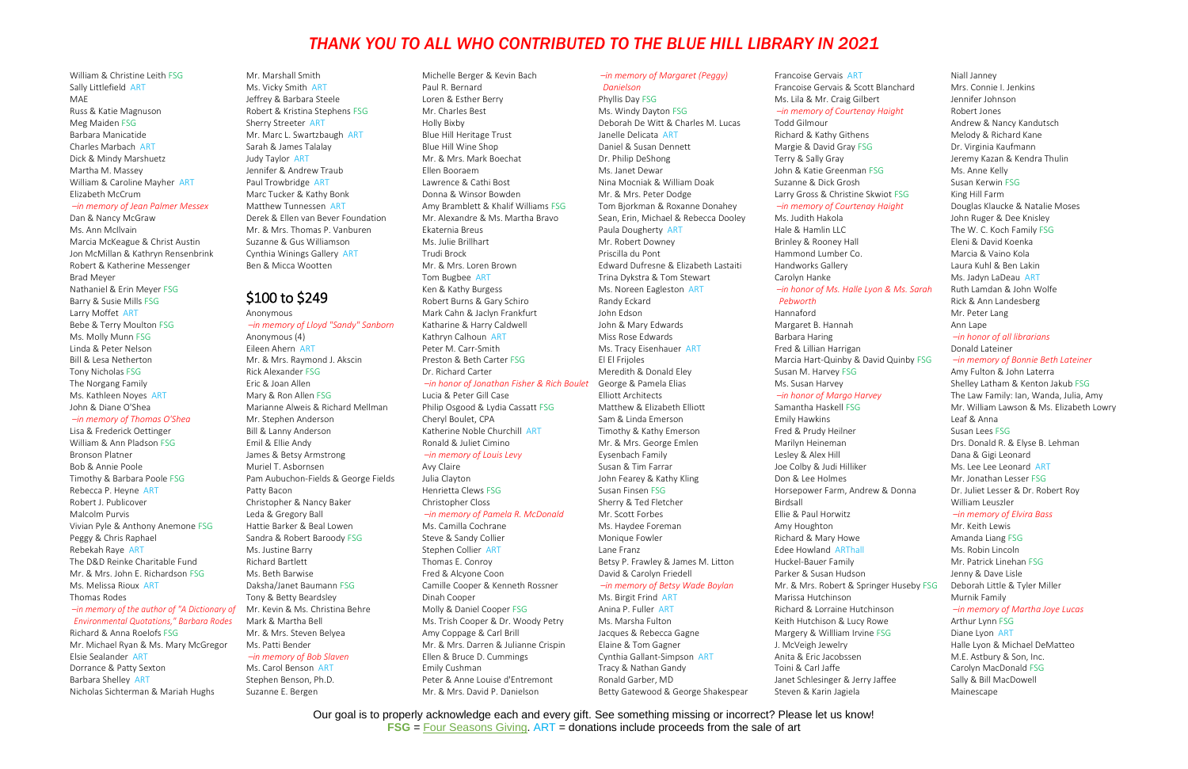# THANK YOU TO ALL WHO CONTRIBUTED TO THE BLUE HILL LIBRARY IN 2021

William & Christine Leith FSG
Sally Littlefield ART
MAE
Russ & Katie Magnuson
Meg Maiden FSG
Barbara Manicatide
Charles Marbach ART
Dick & Mindy Marshuetz
Martha M. Massey
William & Caroline Mayher ART
Elizabeth McCrum
*–in memory of Jean Palmer Messex*
Dan & Nancy McGraw
Ms. Ann McIlvain
Marcia McKeague & Christ Austin
Jon McMillan & Kathryn Rensenbrink
Robert & Katherine Messenger
Brad Meyer
Nathaniel & Erin Meyer FSG
Barry & Susie Mills FSG
Larry Moffet ART
Bebe & Terry Moulton FSG
Ms. Molly Munn FSG
Linda & Peter Nelson
Bill & Lesa Netherton
Tony Nicholas FSG
The Norgang Family
Ms. Kathleen Noyes ART
John & Diane O'Shea
*–in memory of Thomas O'Shea*
Lisa & Frederick Oettinger
William & Ann Pladson FSG
Bronson Platner
Bob & Annie Poole
Timothy & Barbara Poole FSG
Rebecca P. Heyne ART
Robert J. Publicover
Malcolm Purvis
Vivian Pyle & Anthony Anemone FSG
Peggy & Chris Raphael
Rebekah Raye ART
The D&D Reinke Charitable Fund
Mr. & Mrs. John E. Richardson FSG
Ms. Melissa Rioux ART
Thomas Rodes
*–in memory of the author of "A Dictionary of Environmental Quotations," Barbara Rodes*
Richard & Anna Roelofs FSG
Mr. Michael Ryan & Ms. Mary McGregor
Elsie Sealander ART
Dorrance & Patty Sexton
Barbara Shelley ART
Nicholas Sichterman & Mariah Hughs

Mr. Marshall Smith
Ms. Vicky Smith ART
Jeffrey & Barbara Steele
Robert & Kristina Stephens FSG
Sherry Streeter ART
Mr. Marc L. Swartzbaugh ART
Sarah & James Talalay
Judy Taylor ART
Jennifer & Andrew Traub
Paul Trowbridge ART
Marc Tucker & Kathy Bonk
Matthew Tunnessen ART
Derek & Ellen van Bever Foundation
Mr. & Mrs. Thomas P. Vanburen
Suzanne & Gus Williamson
Cynthia Winings Gallery ART
Ben & Micca Wootten

## $100 to $249

Anonymous
*–in memory of Lloyd "Sandy" Sanborn*
Anonymous (4)
Eileen Ahern ART
Mr. & Mrs. Raymond J. Akscin
Rick Alexander FSG
Eric & Joan Allen
Mary & Ron Allen FSG
Marianne Alweis & Richard Mellman
Mr. Stephen Anderson
Bill & Lanny Anderson
Emil & Ellie Andy
James & Betsy Armstrong
Muriel T. Asbornsen
Pam Aubuchon-Fields & George Fields
Patty Bacon
Christopher & Nancy Baker
Leda & Gregory Ball
Hattie Barker & Beal Lowen
Sandra & Robert Baroody FSG
Ms. Justine Barry
Richard Bartlett
Ms. Beth Barwise
Daksha/Janet Baumann FSG
Tony & Betty Beardsley
Mr. Kevin & Ms. Christina Behre
Mark & Martha Bell
Mr. & Mrs. Steven Belyea
Ms. Patti Bender
*–in memory of Bob Slaven*
Ms. Carol Benson ART
Stephen Benson, Ph.D.
Suzanne E. Bergen

Michelle Berger & Kevin Bach
Paul R. Bernard
Loren & Esther Berry
Mr. Charles Best
Holly Bixby
Blue Hill Heritage Trust
Blue Hill Wine Shop
Mr. & Mrs. Mark Boechat
Ellen Booraem
Lawrence & Cathi Bost
Donna & Winsor Bowden
Amy Bramblett & Khalif Williams FSG
Mr. Alexandre & Ms. Martha Bravo
Ekaterina Breus
Ms. Julie Brillhart
Trudi Brock
Mr. & Mrs. Loren Brown
Tom Bugbee ART
Ken & Kathy Burgess
Robert Burns & Gary Schiro
Mark Cahn & Jaclyn Frankfurt
Katharine & Harry Caldwell
Kathryn Calhoun ART
Peter M. Carr-Smith
Preston & Beth Carter FSG
Dr. Richard Carter
*–in honor of Jonathan Fisher & Rich Boulet*
Lucia & Peter Gill Case
Philip Osgood & Lydia Cassatt FSG
Cheryl Boulet, CPA
Katherine Noble Churchill ART
Ronald & Juliet Cimino
*–in memory of Louis Levy*
Avy Claire
Julia Clayton
Henrietta Clews FSG
Christopher Closs
*–in memory of Pamela R. McDonald*
Ms. Camilla Cochrane
Steve & Sandy Collier
Stephen Collier ART
Thomas E. Conroy
Fred & Alcyone Coon
Camille Cooper & Kenneth Rossner
Dinah Cooper
Molly & Daniel Cooper FSG
Ms. Trish Cooper & Dr. Woody Petry
Amy Coppage & Carl Brill
Mr. & Mrs. Darren & Julianne Crispin
Ellen & Bruce D. Cummings
Emily Cushman
Peter & Anne Louise d'Entremont
Mr. & Mrs. David P. Danielson

*–in memory of Margaret (Peggy) Danielson*
Phyllis Day FSG
Ms. Windy Dayton FSG
Deborah De Witt & Charles M. Lucas
Janelle Delicata ART
Daniel & Susan Dennett
Dr. Philip DeShong
Ms. Janet Dewar
Nina Mocniak & William Doak
Mr. & Mrs. Peter Dodge
Tom Bjorkman & Roxanne Donahey
Sean, Erin, Michael & Rebecca Dooley
Paula Dougherty ART
Mr. Robert Downey
Priscilla du Pont
Edward Dufresne & Elizabeth Lastaiti
Trina Dykstra & Tom Stewart
Ms. Noreen Eagleston ART
Randy Eckard
John Edson
John & Mary Edwards
Miss Rose Edwards
Ms. Tracy Eisenhauer ART
El El Frijoles
Meredith & Donald Eley
George & Pamela Elias
Elliott Architects
Matthew & Elizabeth Elliott
Sam & Linda Emerson
Timothy & Kathy Emerson
Mr. & Mrs. George Emlen
Eysenbach Family
Susan & Tim Farrar
John Fearey & Kathy Kling
Susan Finsen FSG
Sherry & Ted Fletcher
Mr. Scott Forbes
Ms. Haydee Foreman
Monique Fowler
Lane Franz
Betsy P. Frawley & James M. Litton
David & Carolyn Friedell
*–in memory of Betsy Wade Boylan*
Ms. Birgit Frind ART
Anina P. Fuller ART
Ms. Marsha Fulton
Jacques & Rebecca Gagne
Elaine & Tom Gagner
Cynthia Gallant-Simpson ART
Tracy & Nathan Gandy
Ronald Garber, MD
Betty Gatewood & George Shakespear

Francoise Gervais ART
Francoise Gervais & Scott Blanchard
Ms. Lila & Mr. Craig Gilbert
*–in memory of Courtenay Haight*
Todd Gilmour
Richard & Kathy Githens
Margie & David Gray FSG
Terry & Sally Gray
John & Katie Greenman FSG
Suzanne & Dick Grosh
Larry Gross & Christine Skwiot FSG
*–in memory of Courtenay Haight*
Ms. Judith Hakola
Hale & Hamlin LLC
Brinley & Rooney Hall
Hammond Lumber Co.
Handworks Gallery
Carolyn Hanke
*–in honor of Ms. Halle Lyon & Ms. Sarah Pebworth*
Hannaford
Margaret B. Hannah
Barbara Haring
Fred & Lillian Harrigan
Marcia Hart-Quinby & David Quinby FSG
Susan M. Harvey FSG
Ms. Susan Harvey
*–in honor of Margo Harvey*
Samantha Haskell FSG
Emily Hawkins
Fred & Prudy Heilner
Marilyn Heineman
Lesley & Alex Hill
Joe Colby & Judi Hilliker
Don & Lee Holmes
Horsepower Farm, Andrew & Donna Birdsall
Ellie & Paul Horwitz
Amy Houghton
Richard & Mary Howe
Edee Howland ARThall
Huckel-Bauer Family
Parker & Susan Hudson
Mr. & Mrs. Robert & Springer Huseby FSG
Marissa Hutchinson
Richard & Lorraine Hutchinson
Keith Hutchison & Lucy Rowe
Margery & Willliam Irvine FSG
J. McVeigh Jewelry
Anita & Eric Jacobssen
Toini & Carl Jaffe
Janet Schlesinger & Jerry Jaffee
Steven & Karin Jagiela

Niall Janney
Mrs. Connie I. Jenkins
Jennifer Johnson
Robert Jones
Andrew & Nancy Kandutsch
Melody & Richard Kane
Dr. Virginia Kaufmann
Jeremy Kazan & Kendra Thulin
Ms. Anne Kelly
Susan Kerwin FSG
King Hill Farm
Douglas Klaucke & Natalie Moses
John Ruger & Dee Knisley
The W. C. Koch Family FSG
Eleni & David Koenka
Marcia & Vaino Kola
Laura Kuhl & Ben Lakin
Ms. Jadyn LaDeau ART
Ruth Lamdan & John Wolfe
Rick & Ann Landesberg
Mr. Peter Lang
Ann Lape
*–in honor of all librarians*
Donald Lateiner
*–in memory of Bonnie Beth Lateiner*
Amy Fulton & John Laterra
Shelley Latham & Kenton Jakub FSG
The Law Family: Ian, Wanda, Julia, Amy
Mr. William Lawson & Ms. Elizabeth Lowry
Leaf & Anna
Susan Lees FSG
Drs. Donald R. & Elyse B. Lehman
Dana & Gigi Leonard
Ms. Lee Lee Leonard ART
Mr. Jonathan Lesser FSG
Dr. Juliet Lesser & Dr. Robert Roy
William Leuszler
*–in memory of Elvira Bass*
Mr. Keith Lewis
Amanda Liang FSG
Ms. Robin Lincoln
Mr. Patrick Linehan FSG
Jenny & Dave Lisle
Deborah Little & Tyler Miller
Murnik Family
*–in memory of Martha Joye Lucas*
Arthur Lynn FSG
Diane Lyon ART
Halle Lyon & Michael DeMatteo
M.E. Astbury & Son, Inc.
Carolyn MacDonald FSG
Sally & Bill MacDowell
Mainescape

Our goal is to properly acknowledge each and every gift. See something missing or incorrect? Please let us know!
**FSG** = Four Seasons Giving. ART = donations include proceeds from the sale of art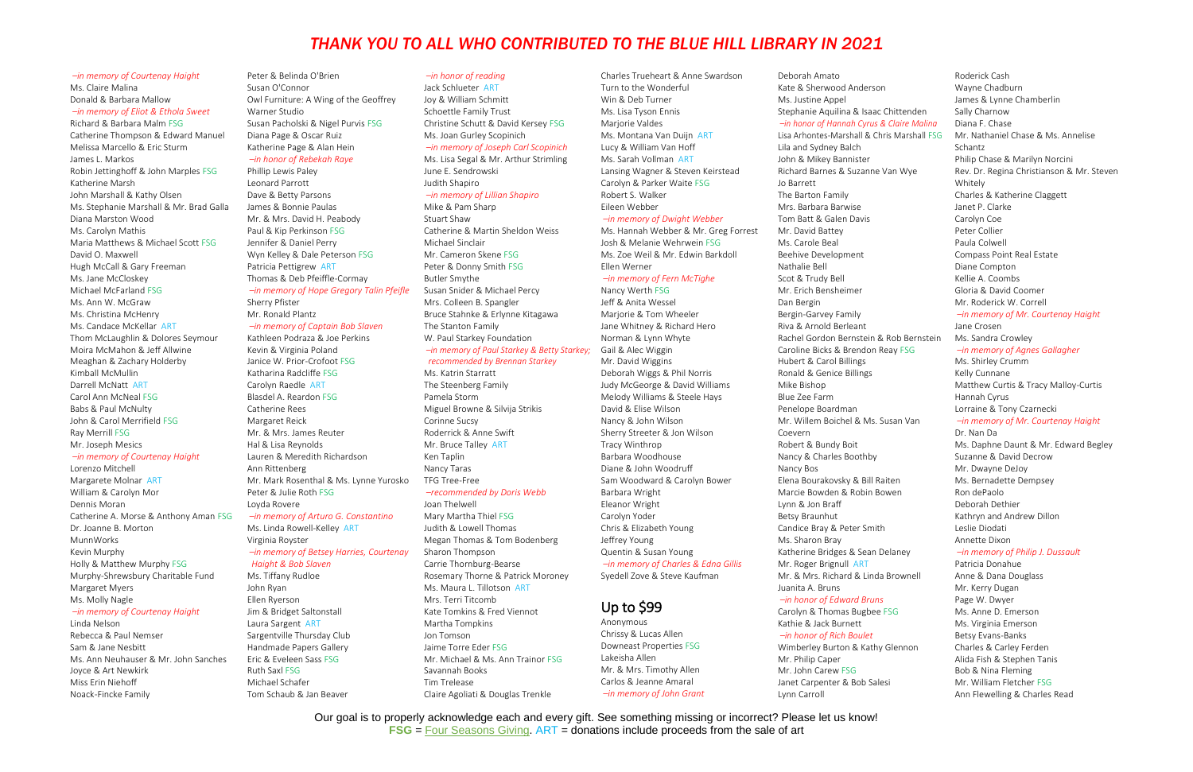# THANK YOU TO ALL WHO CONTRIBUTED TO THE BLUE HILL LIBRARY IN 2021

*–in memory of Courtenay Haight*
Ms. Claire Malina
Donald & Barbara Mallow
*–in memory of Eliot & Ethola Sweet*
Richard & Barbara Malm FSG
Catherine Thompson & Edward Manuel
Melissa Marcello & Eric Sturm
James L. Markos
Robin Jettinghoff & John Marples FSG
Katherine Marsh
John Marshall & Kathy Olsen
Ms. Stephanie Marshall & Mr. Brad Galla
Diana Marston Wood
Ms. Carolyn Mathis
Maria Matthews & Michael Scott FSG
David O. Maxwell
Hugh McCall & Gary Freeman
Ms. Jane McCloskey
Michael McFarland FSG
Ms. Ann W. McGraw
Ms. Christina McHenry
Ms. Candace McKellar ART
Thom McLaughlin & Dolores Seymour
Moira McMahon & Jeff Allwine
Meaghan & Zachary Holderby
Kimball McMullin
Darrell McNatt ART
Carol Ann McNeal FSG
Babs & Paul McNulty
John & Carol Merrifield FSG
Ray Merrill FSG
Mr. Joseph Mesics
*–in memory of Courtenay Haight*
Lorenzo Mitchell
Margarete Molnar ART
William & Carolyn Mor
Dennis Moran
Catherine A. Morse & Anthony Aman FSG
Dr. Joanne B. Morton
MunnWorks
Kevin Murphy
Holly & Matthew Murphy FSG
Murphy-Shrewsbury Charitable Fund
Margaret Myers
Ms. Molly Nagle
*–in memory of Courtenay Haight*
Linda Nelson
Rebecca & Paul Nemser
Sam & Jane Nesbitt
Ms. Ann Neuhauser & Mr. John Sanches
Joyce & Art Newkirk
Miss Erin Niehoff
Noack-Fincke Family
Peter & Belinda O'Brien
Susan O'Connor
Owl Furniture: A Wing of the Geoffrey Warner Studio
Susan Pacholski & Nigel Purvis FSG
Diana Page & Oscar Ruiz
Katherine Page & Alan Hein
*–in honor of Rebekah Raye*
Phillip Lewis Paley
Leonard Parrott
Dave & Betty Parsons
James & Bonnie Paulas
Mr. & Mrs. David H. Peabody
Paul & Kip Perkinson FSG
Jennifer & Daniel Perry
Wyn Kelley & Dale Peterson FSG
Patricia Pettigrew ART
Thomas & Deb Pfeiffle-Cormay
*–in memory of Hope Gregory Talin Pfeifle*
Sherry Pfister
Mr. Ronald Plantz
*–in memory of Captain Bob Slaven*
Kathleen Podraza & Joe Perkins
Kevin & Virginia Poland
Janice W. Prior-Crofoot FSG
Katharina Radcliffe FSG
Carolyn Raedle ART
Blasdel A. Reardon FSG
Catherine Rees
Margaret Reick
Mr. & Mrs. James Reuter
Hal & Lisa Reynolds
Lauren & Meredith Richardson
Ann Rittenberg
Mr. Mark Rosenthal & Ms. Lynne Yurosko
Peter & Julie Roth FSG
Loyda Rovere
*–in memory of Arturo G. Constantino*
Ms. Linda Rowell-Kelley ART
Virginia Royster
*–in memory of Betsey Harries, Courtenay Haight & Bob Slaven*
Ms. Tiffany Rudloe
John Ryan
Ellen Ryerson
Jim & Bridget Saltonstall
Laura Sargent ART
Sargentville Thursday Club
Handmade Papers Gallery
Eric & Eveleen Sass FSG
Ruth Saxl FSG
Michael Schafer
Tom Schaub & Jan Beaver
*–in honor of reading*
Jack Schlueter ART
Joy & William Schmitt
Schoettle Family Trust
Christine Schutt & David Kersey FSG
Ms. Joan Gurley Scopinich
*–in memory of Joseph Carl Scopinich*
Ms. Lisa Segal & Mr. Arthur Strimling
June E. Sendrowski
Judith Shapiro
*–in memory of Lillian Shapiro*
Mike & Pam Sharp
Stuart Shaw
Catherine & Martin Sheldon Weiss
Michael Sinclair
Mr. Cameron Skene FSG
Peter & Donny Smith FSG
Butler Smythe
Susan Snider & Michael Percy
Mrs. Colleen B. Spangler
Bruce Stahnke & Erlynne Kitagawa
The Stanton Family
W. Paul Starkey Foundation
*–in memory of Paul Starkey & Betty Starkey; recommended by Brennan Starkey*
Ms. Katrin Starratt
The Steenberg Family
Pamela Storm
Miguel Browne & Silvija Strikis
Corinne Sucsy
Roderick & Anne Swift
Mr. Bruce Talley ART
Ken Taplin
Nancy Taras
TFG Tree-Free
*–recommended by Doris Webb*
Joan Thelwell
Mary Martha Thiel FSG
Judith & Lowell Thomas
Megan Thomas & Tom Bodenberg
Sharon Thompson
Carrie Thornburg-Bearse
Rosemary Thorne & Patrick Moroney
Ms. Maura L. Tillotson ART
Mrs. Terri Titcomb
Kate Tomkins & Fred Viennot
Martha Tompkins
Jon Tomson
Jaime Torre Eder FSG
Mr. Michael & Ms. Ann Trainor FSG
Savannah Books
Tim Trelease
Claire Agoliati & Douglas Trenkle
Charles Trueheart & Anne Swardson
Turn to the Wonderful
Win & Deb Turner
Ms. Lisa Tyson Ennis
Marjorie Valdes
Ms. Montana Van Duijn ART
Lucy & William Van Hoff
Ms. Sarah Vollman ART
Lansing Wagner & Steven Keirstead
Carolyn & Parker Waite FSG
Robert S. Walker
Eileen Webber
*–in memory of Dwight Webber*
Ms. Hannah Webber & Mr. Greg Forrest
Josh & Melanie Wehrwein FSG
Ms. Zoe Weil & Mr. Edwin Barkdoll
Ellen Werner
*–in memory of Fern McTighe*
Nancy Werth FSG
Jeff & Anita Wessel
Marjorie & Tom Wheeler
Jane Whitney & Richard Hero
Norman & Lynn Whyte
Gail & Alec Wiggin
Mr. David Wiggins
Deborah Wiggs & Phil Norris
Judy McGeorge & David Williams
Melody Williams & Steele Hays
David & Elise Wilson
Nancy & John Wilson
Sherry Streeter & Jon Wilson
Tracy Winthrop
Barbara Woodhouse
Diane & John Woodruff
Sam Woodward & Carolyn Bower
Barbara Wright
Eleanor Wright
Carolyn Yoder
Chris & Elizabeth Young
Jeffrey Young
Quentin & Susan Young
*–in memory of Charles & Edna Gillis*
Syedell Zove & Steve Kaufman

## Up to $99

Anonymous
Chrissy & Lucas Allen
Downeast Properties FSG
Lakeisha Allen
Mr. & Mrs. Timothy Allen
Carlos & Jeanne Amaral
*–in memory of John Grant*
Deborah Amato
Kate & Sherwood Anderson
Ms. Justine Appel
Stephanie Aquilina & Isaac Chittenden
*–in honor of Hannah Cyrus & Claire Malina*
Lisa Arhontes-Marshall & Chris Marshall FSG
Lila and Sydney Balch
John & Mikey Bannister
Richard Barnes & Suzanne Van Wye
Jo Barrett
The Barton Family
Mrs. Barbara Barwise
Tom Batt & Galen Davis
Mr. David Battey
Ms. Carole Beal
Beehive Development
Nathalie Bell
Scot & Trudy Bell
Mr. Erich Bensheimer
Dan Bergin
Bergin-Garvey Family
Riva & Arnold Berleant
Rachel Gordon Bernstein & Rob Bernstein
Caroline Bicks & Brendon Reay FSG
Hubert & Carol Billings
Ronald & Genice Billings
Mike Bishop
Blue Zee Farm
Penelope Boardman
Mr. Willem Boichel & Ms. Susan Van Coevern
Robert & Bundy Boit
Nancy & Charles Boothby
Nancy Bos
Elena Bourakovsky & Bill Raiten
Marcie Bowden & Robin Bowen
Lynn & Jon Braff
Betsy Braunhut
Candice Bray & Peter Smith
Ms. Sharon Bray
Katherine Bridges & Sean Delaney
Mr. Roger Brignull ART
Mr. & Mrs. Richard & Linda Brownell
Juanita A. Bruns
*–in honor of Edward Bruns*
Carolyn & Thomas Bugbee FSG
Kathie & Jack Burnett
*–in honor of Rich Boulet*
Wimberley Burton & Kathy Glennon
Mr. Philip Caper
Mr. John Carew FSG
Janet Carpenter & Bob Salesi
Lynn Carroll
Roderick Cash
Wayne Chadburn
James & Lynne Chamberlin
Sally Charnow
Diana F. Chase
Mr. Nathaniel Chase & Ms. Annelise Schantz
Philip Chase & Marilyn Norcini
Rev. Dr. Regina Christianson & Mr. Steven Whitely
Charles & Katherine Claggett
Janet P. Clarke
Carolyn Coe
Peter Collier
Paula Colwell
Compass Point Real Estate
Diane Compton
Kellie A. Coombs
Gloria & David Coomer
Mr. Roderick W. Correll
*–in memory of Mr. Courtenay Haight*
Jane Crosen
Ms. Sandra Crowley
*–in memory of Agnes Gallagher*
Ms. Shirley Crumm
Kelly Cunnane
Matthew Curtis & Tracy Malloy-Curtis
Hannah Cyrus
Lorraine & Tony Czarnecki
*–in memory of Mr. Courtenay Haight*
Dr. Nan Da
Ms. Daphne Daunt & Mr. Edward Begley
Suzanne & David Decrow
Mr. Dwayne DeJoy
Ms. Bernadette Dempsey
Ron dePaolo
Deborah Dethier
Kathryn and Andrew Dillon
Leslie Diodati
Annette Dixon
*–in memory of Philip J. Dussault*
Patricia Donahue
Anne & Dana Douglass
Mr. Kerry Dugan
Page W. Dwyer
Ms. Anne D. Emerson
Ms. Virginia Emerson
Betsy Evans-Banks
Charles & Carley Ferden
Alida Fish & Stephen Tanis
Bob & Nina Fleming
Mr. William Fletcher FSG
Ann Flewelling & Charles Read

Our goal is to properly acknowledge each and every gift. See something missing or incorrect? Please let us know!
**FSG** = Four Seasons Giving. ART = donations include proceeds from the sale of art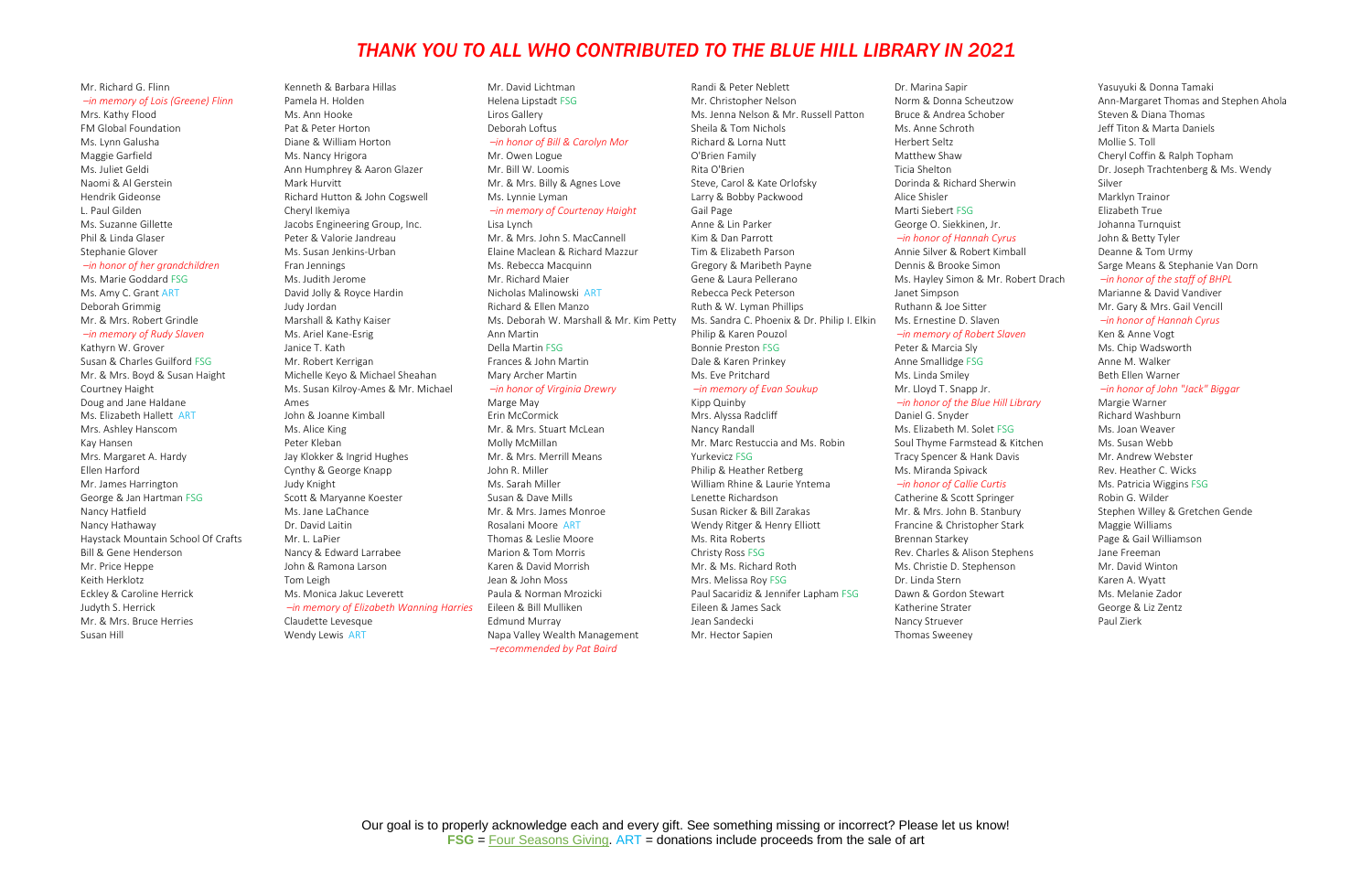# *THANK YOU TO ALL WHO CONTRIBUTED TO THE BLUE HILL LIBRARY IN 2021*

Mr. Richard G. Flinn
*–in memory of Lois (Greene) Flinn*
Mrs. Kathy Flood
FM Global Foundation
Ms. Lynn Galusha
Maggie Garfield
Ms. Juliet Geldi
Naomi & Al Gerstein
Hendrik Gideonse
L. Paul Gilden
Ms. Suzanne Gillette
Phil & Linda Glaser
Stephanie Glover
*–in honor of her grandchildren*
Ms. Marie Goddard FSG
Ms. Amy C. Grant ART
Deborah Grimmig
Mr. & Mrs. Robert Grindle
*–in memory of Rudy Slaven*
Kathyrn W. Grover
Susan & Charles Guilford FSG
Mr. & Mrs. Boyd & Susan Haight
Courtney Haight
Doug and Jane Haldane
Ms. Elizabeth Hallett ART
Mrs. Ashley Hanscom
Kay Hansen
Mrs. Margaret A. Hardy
Ellen Harford
Mr. James Harrington
George & Jan Hartman FSG
Nancy Hatfield
Nancy Hathaway
Haystack Mountain School Of Crafts
Bill & Gene Henderson
Mr. Price Heppe
Keith Herklotz
Eckley & Caroline Herrick
Judyth S. Herrick
Mr. & Mrs. Bruce Herries
Susan Hill

Kenneth & Barbara Hillas
Pamela H. Holden
Ms. Ann Hooke
Pat & Peter Horton
Diane & William Horton
Ms. Nancy Hrigora
Ann Humphrey & Aaron Glazer
Mark Hurvitt
Richard Hutton & John Cogswell
Cheryl Ikemiya
Jacobs Engineering Group, Inc.
Peter & Valorie Jandreau
Ms. Susan Jenkins-Urban
Fran Jennings
Ms. Judith Jerome
David Jolly & Royce Hardin
Judy Jordan
Marshall & Kathy Kaiser
Ms. Ariel Kane-Esrig
Janice T. Kath
Mr. Robert Kerrigan
Michelle Keyo & Michael Sheahan
Ms. Susan Kilroy-Ames & Mr. Michael Ames
John & Joanne Kimball
Ms. Alice King
Peter Kleban
Jay Klokker & Ingrid Hughes
Cynthy & George Knapp
Judy Knight
Scott & Maryanne Koester
Ms. Jane LaChance
Dr. David Laitin
Mr. L. LaPier
Nancy & Edward Larrabee
John & Ramona Larson
Tom Leigh
Ms. Monica Jakuc Leverett
*–in memory of Elizabeth Wanning Harries*
Claudette Levesque
Wendy Lewis ART

Mr. David Lichtman
Helena Lipstadt FSG
Liros Gallery
Deborah Loftus
*–in honor of Bill & Carolyn Mor*
Mr. Owen Logue
Mr. Bill W. Loomis
Mr. & Mrs. Billy & Agnes Love
Ms. Lynnie Lyman
*–in memory of Courtenay Haight*
Lisa Lynch
Mr. & Mrs. John S. MacCannell
Elaine Maclean & Richard Mazzur
Ms. Rebecca Macquinn
Mr. Richard Maier
Nicholas Malinowski ART
Richard & Ellen Manzo
Ms. Deborah W. Marshall & Mr. Kim Petty
Ann Martin
Della Martin FSG
Frances & John Martin
Mary Archer Martin
*–in honor of Virginia Drewry*
Marge May
Erin McCormick
Mr. & Mrs. Stuart McLean
Molly McMillan
Mr. & Mrs. Merrill Means
John R. Miller
Ms. Sarah Miller
Susan & Dave Mills
Mr. & Mrs. James Monroe
Rosalani Moore ART
Thomas & Leslie Moore
Marion & Tom Morris
Karen & David Morrish
Jean & John Moss
Paula & Norman Mrozicki
Eileen & Bill Mulliken
Edmund Murray
Napa Valley Wealth Management
*–recommended by Pat Baird*

Randi & Peter Neblett
Mr. Christopher Nelson
Ms. Jenna Nelson & Mr. Russell Patton
Sheila & Tom Nichols
Richard & Lorna Nutt
O'Brien Family
Rita O'Brien
Steve, Carol & Kate Orlofsky
Larry & Bobby Packwood
Gail Page
Anne & Lin Parker
Kim & Dan Parrott
Tim & Elizabeth Parson
Gregory & Maribeth Payne
Gene & Laura Pellerano
Rebecca Peck Peterson
Ruth & W. Lyman Phillips
Ms. Sandra C. Phoenix & Dr. Philip I. Elkin
Philip & Karen Pouzol
Bonnie Preston FSG
Dale & Karen Prinkey
Ms. Eve Pritchard
*–in memory of Evan Soukup*
Kipp Quinby
Mrs. Alyssa Radcliff
Nancy Randall
Mr. Marc Restuccia and Ms. Robin Yurkevicz FSG
Philip & Heather Retberg
William Rhine & Laurie Yntema
Lenette Richardson
Susan Ricker & Bill Zarakas
Wendy Ritger & Henry Elliott
Ms. Rita Roberts
Christy Ross FSG
Mr. & Ms. Richard Roth
Mrs. Melissa Roy FSG
Paul Sacaridiz & Jennifer Lapham FSG
Eileen & James Sack
Jean Sandecki
Mr. Hector Sapien

Dr. Marina Sapir
Norm & Donna Scheutzow
Bruce & Andrea Schober
Ms. Anne Schroth
Herbert Seltz
Matthew Shaw
Ticia Shelton
Dorinda & Richard Sherwin
Alice Shisler
Marti Siebert FSG
George O. Siekkinen, Jr.
*–in honor of Hannah Cyrus*
Annie Silver & Robert Kimball
Dennis & Brooke Simon
Ms. Hayley Simon & Mr. Robert Drach
Janet Simpson
Ruthann & Joe Sitter
Ms. Ernestine D. Slaven
*–in memory of Robert Slaven*
Peter & Marcia Sly
Anne Smallidge FSG
Ms. Linda Smiley
Mr. Lloyd T. Snapp Jr.
*–in honor of the Blue Hill Library*
Daniel G. Snyder
Ms. Elizabeth M. Solet FSG
Soul Thyme Farmstead & Kitchen
Tracy Spencer & Hank Davis
Ms. Miranda Spivack
*–in honor of Callie Curtis*
Catherine & Scott Springer
Mr. & Mrs. John B. Stanbury
Francine & Christopher Stark
Brennan Starkey
Rev. Charles & Alison Stephens
Ms. Christie D. Stephenson
Dr. Linda Stern
Dawn & Gordon Stewart
Katherine Strater
Nancy Struever
Thomas Sweeney

Yasuyuki & Donna Tamaki
Ann-Margaret Thomas and Stephen Ahola
Steven & Diana Thomas
Jeff Titon & Marta Daniels
Mollie S. Toll
Cheryl Coffin & Ralph Topham
Dr. Joseph Trachtenberg & Ms. Wendy Silver
Marklyn Trainor
Elizabeth True
Johanna Turnquist
John & Betty Tyler
Deanne & Tom Urmy
Sarge Means & Stephanie Van Dorn
*–in honor of the staff of BHPL*
Marianne & David Vandiver
Mr. Gary & Mrs. Gail Vencill
*–in honor of Hannah Cyrus*
Ken & Anne Vogt
Ms. Chip Wadsworth
Anne M. Walker
Beth Ellen Warner
*–in honor of John "Jack" Biggar*
Margie Warner
Richard Washburn
Ms. Joan Weaver
Ms. Susan Webb
Mr. Andrew Webster
Rev. Heather C. Wicks
Ms. Patricia Wiggins FSG
Robin G. Wilder
Stephen Willey & Gretchen Gende
Maggie Williams
Page & Gail Williamson
Jane Freeman
Mr. David Winton
Karen A. Wyatt
Ms. Melanie Zador
George & Liz Zentz
Paul Zierk

Our goal is to properly acknowledge each and every gift. See something missing or incorrect? Please let us know!
**FSG** = Four Seasons Giving. ART = donations include proceeds from the sale of art